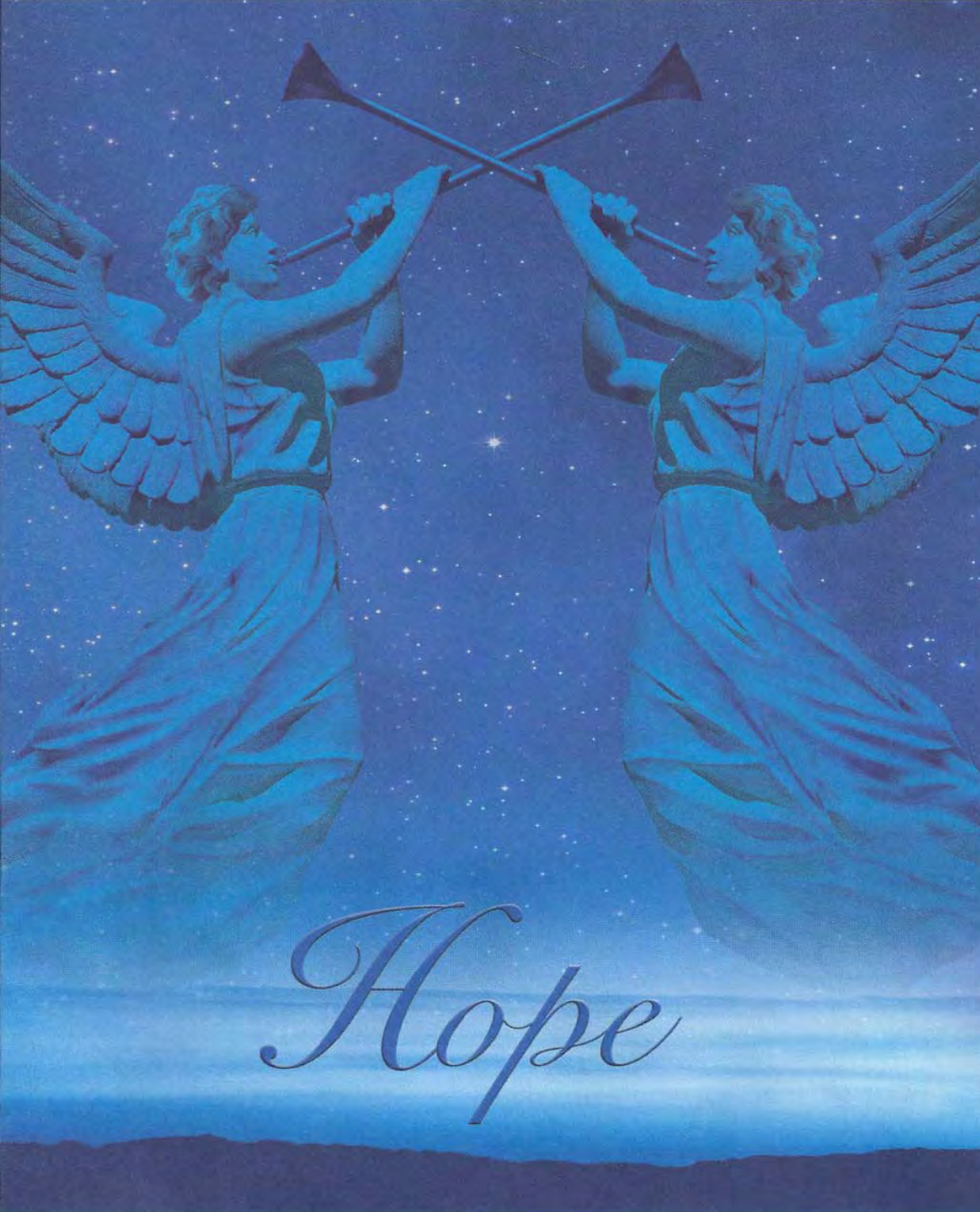# Hope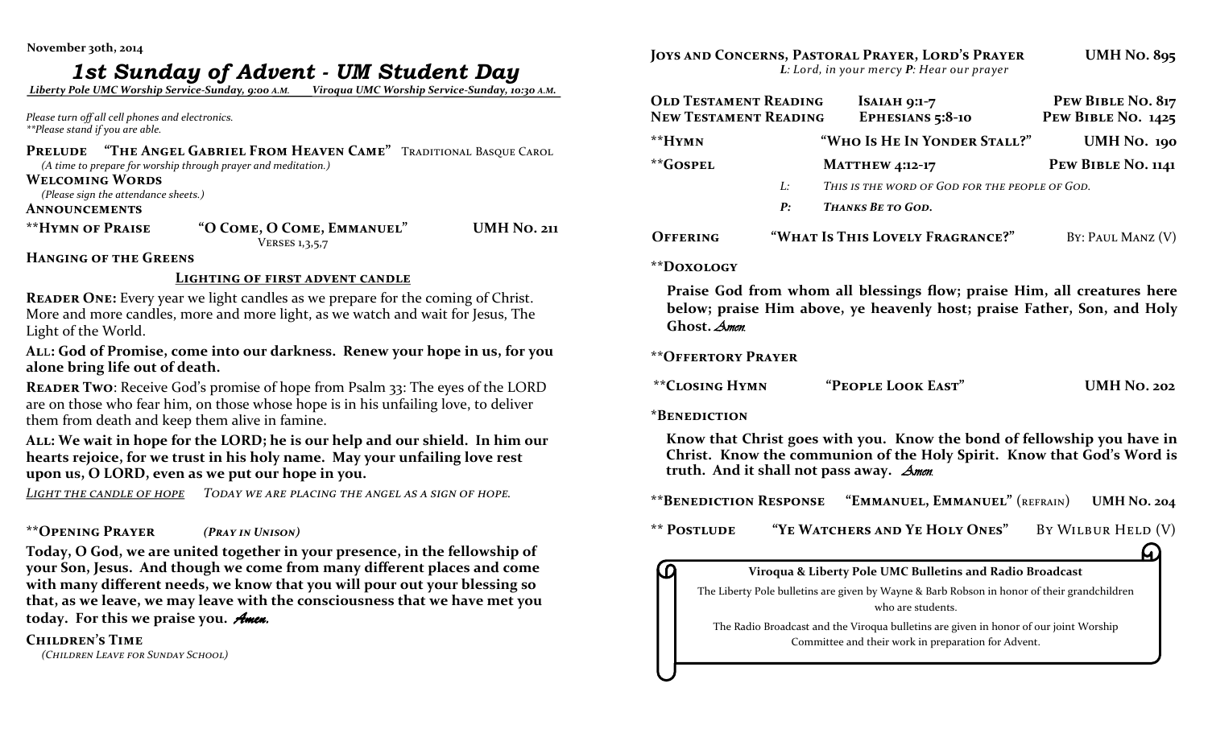**November 30th, 2014**

# *1st Sunday of Advent - UM Student Day*

*Liberty Pole UMC Worship Service-Sunday, 9:00 A.M.      Viroqua UMC Worship Service-Sunday, 10:30 A.M.*

*Please turn off all cell phones and electronics.*
*\*\*Please stand if you are able.*

**PRELUDE** **"THE ANGEL GABRIEL FROM HEAVEN CAME"** TRADITIONAL BASQUE CAROL
*(A time to prepare for worship through prayer and meditation.)*

**WELCOMING WORDS**
*(Please sign the attendance sheets.)*

**ANNOUNCEMENTS**

**\*\*HYMN OF PRAISE** **"O COME, O COME, EMMANUEL"** **UMH NO. 211**
VERSES 1,3,5,7

**HANGING OF THE GREENS**

**LIGHTING OF FIRST ADVENT CANDLE**

**READER ONE:** Every year we light candles as we prepare for the coming of Christ. More and more candles, more and more light, as we watch and wait for Jesus, The Light of the World.

**ALL: God of Promise, come into our darkness. Renew your hope in us, for you alone bring life out of death.**

**READER TWO**: Receive God's promise of hope from Psalm 33: The eyes of the LORD are on those who fear him, on those whose hope is in his unfailing love, to deliver them from death and keep them alive in famine.

**ALL: We wait in hope for the LORD; he is our help and our shield. In him our hearts rejoice, for we trust in his holy name. May your unfailing love rest upon us, O LORD, even as we put our hope in you.**

*LIGHT THE CANDLE OF HOPE     TODAY WE ARE PLACING THE ANGEL AS A SIGN OF HOPE.*

**\*\*OPENING PRAYER** *(PRAY IN UNISON)*

**Today, O God, we are united together in your presence, in the fellowship of your Son, Jesus. And though we come from many different places and come with many different needs, we know that you will pour out your blessing so that, as we leave, we may leave with the consciousness that we have met you today. For this we praise you.** ***Amen.***

**CHILDREN'S TIME**
*(CHILDREN LEAVE FOR SUNDAY SCHOOL)*

**JOYS AND CONCERNS, PASTORAL PRAYER, LORD'S PRAYER** **UMH NO. 895**
*L: Lord, in your mercy **P**: Hear our prayer*

**OLD TESTAMENT READING** **ISAIAH 9:1-7** **PEW BIBLE NO. 817**
**NEW TESTAMENT READING** **EPHESIANS 5:8-10** **PEW BIBLE NO. 1425**

**\*\*HYMN** **"WHO IS HE IN YONDER STALL?"** **UMH NO. 190**

**\*\*GOSPEL** **MATTHEW 4:12-17** **PEW BIBLE NO. 1141**
*L: THIS IS THE WORD OF GOD FOR THE PEOPLE OF GOD.*
***P: THANKS BE TO GOD.***

**OFFERING** **"WHAT IS THIS LOVELY FRAGRANCE?"** BY: PAUL MANZ (V)

**\*\*DOXOLOGY**

**Praise God from whom all blessings flow; praise Him, all creatures here below; praise Him above, ye heavenly host; praise Father, Son, and Holy Ghost.** *Amen.*

**\*\*OFFERTORY PRAYER**

**\*\*CLOSING HYMN** **"PEOPLE LOOK EAST"** **UMH NO. 202**

**\*BENEDICTION**

**Know that Christ goes with you. Know the bond of fellowship you have in Christ. Know the communion of the Holy Spirit. Know that God's Word is truth. And it shall not pass away.** *Amen.*

**\*\*BENEDICTION RESPONSE** **"EMMANUEL, EMMANUEL"** (REFRAIN) **UMH NO. 204**

**\*\* POSTLUDE** **"YE WATCHERS AND YE HOLY ONES"** BY WILBUR HELD (V)

**Viroqua & Liberty Pole UMC Bulletins and Radio Broadcast**

The Liberty Pole bulletins are given by Wayne & Barb Robson in honor of their grandchildren who are students.

The Radio Broadcast and the Viroqua bulletins are given in honor of our joint Worship Committee and their work in preparation for Advent.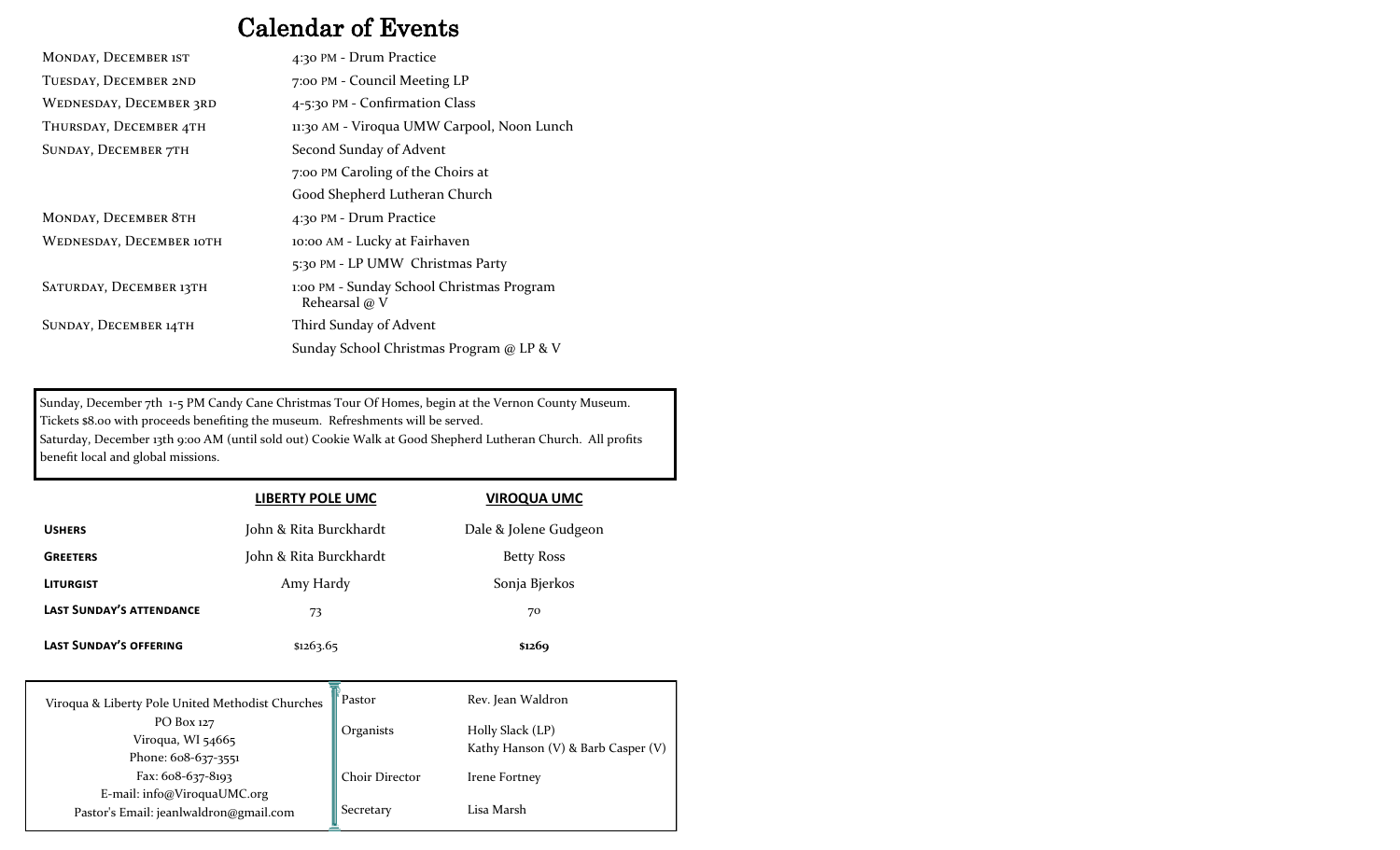# Calendar of Events

| | |
|---|---|
| Monday, December 1st | 4:30 PM - Drum Practice |
| Tuesday, December 2nd | 7:00 PM - Council Meeting LP |
| Wednesday, December 3rd | 4-5:30 PM - Confirmation Class |
| Thursday, December 4th | 11:30 AM - Viroqua UMW Carpool, Noon Lunch |
| Sunday, December 7th | Second Sunday of Advent |
| | 7:00 PM Caroling of the Choirs at Good Shepherd Lutheran Church |
| Monday, December 8th | 4:30 PM - Drum Practice |
| Wednesday, December 10th | 10:00 AM - Lucky at Fairhaven |
| | 5:30 PM - LP UMW Christmas Party |
| Saturday, December 13th | 1:00 PM - Sunday School Christmas Program Rehearsal @ V |
| Sunday, December 14th | Third Sunday of Advent |
| | Sunday School Christmas Program @ LP & V |

Sunday, December 7th 1-5 PM Candy Cane Christmas Tour Of Homes, begin at the Vernon County Museum. Tickets $8.00 with proceeds benefiting the museum. Refreshments will be served.
Saturday, December 13th 9:00 AM (until sold out) Cookie Walk at Good Shepherd Lutheran Church. All profits benefit local and global missions.

| | **LIBERTY POLE UMC** | **VIROQUA UMC** |
|---|---|---|
| **Ushers** | John & Rita Burckhardt | Dale & Jolene Gudgeon |
| **Greeters** | John & Rita Burckhardt | Betty Ross |
| **Liturgist** | Amy Hardy | Sonja Bjerkos |
| **Last Sunday's attendance** | 73 | 70 |
| **Last Sunday's offering** | $1263.65 | **$1269** |

Viroqua & Liberty Pole United Methodist Churches
PO Box 127
Viroqua, WI 54665
Phone: 608-637-3551
Fax: 608-637-8193
E-mail: info@ViroquaUMC.org
Pastor's Email: jeanlwaldron@gmail.com

| | |
|---|---|
| Pastor | Rev. Jean Waldron |
| Organists | Holly Slack (LP)<br>Kathy Hanson (V) & Barb Casper (V) |
| Choir Director | Irene Fortney |
| Secretary | Lisa Marsh |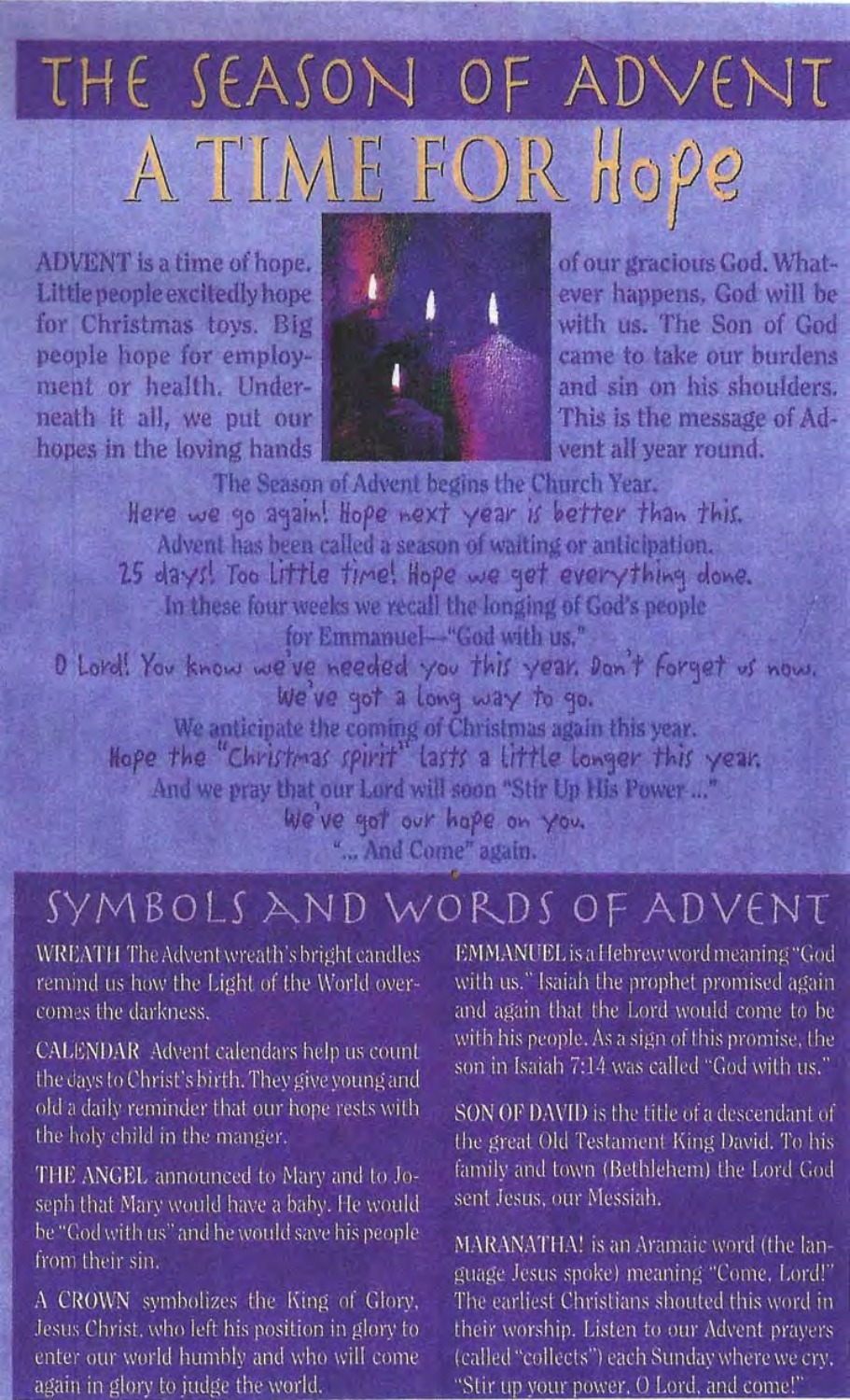# THE SEASON OF ADVENT
## A TIME FOR Hope

ADVENT is a time of hope. Little people excitedly hope for Christmas toys. Big people hope for employment or health. Underneath it all, we put our hopes in the loving hands of our gracious God. Whatever happens, God will be with us. The Son of God came to take our burdens and sin on his shoulders. This is the message of Advent all year round.

The Season of Advent begins the Church Year.

*Here we go again! Hope next year is better than this.*

Advent has been called a season of waiting or anticipation.

*25 days! Too little time! Hope we get everything done.*

In these four weeks we recall the longing of God's people for Emmanuel—"God with us."

*O Lord! You know we've needed you this year. Don't forget us now. We've got a long way to go.*

We anticipate the coming of Christmas again this year.

*Hope the "Christmas spirit" lasts a little longer this year.*

And we pray that our Lord will soon "Stir Up His Power ..."

*We've got our hope on You.*

"... And Come" again.

## SYMBOLS AND WORDS OF ADVENT

**WREATH** The Advent wreath's bright candles remind us how the Light of the World overcomes the darkness.

**CALENDAR** Advent calendars help us count the days to Christ's birth. They give young and old a daily reminder that our hope rests with the holy child in the manger.

**THE ANGEL** announced to Mary and to Joseph that Mary would have a baby. He would be "God with us" and he would save his people from their sin.

**A CROWN** symbolizes the King of Glory, Jesus Christ, who left his position in glory to enter our world humbly and who will come again in glory to judge the world.

**EMMANUEL** is a Hebrew word meaning "God with us." Isaiah the prophet promised again and again that the Lord would come to be with his people. As a sign of this promise, the son in Isaiah 7:14 was called "God with us."

**SON OF DAVID** is the title of a descendant of the great Old Testament King David. To his family and town (Bethlehem) the Lord God sent Jesus, our Messiah.

**MARANATHA!** is an Aramaic word (the language Jesus spoke) meaning "Come, Lord!" The earliest Christians shouted this word in their worship. Listen to our Advent prayers (called "collects") each Sunday where we cry, "Stir up your power, O Lord, and come!"